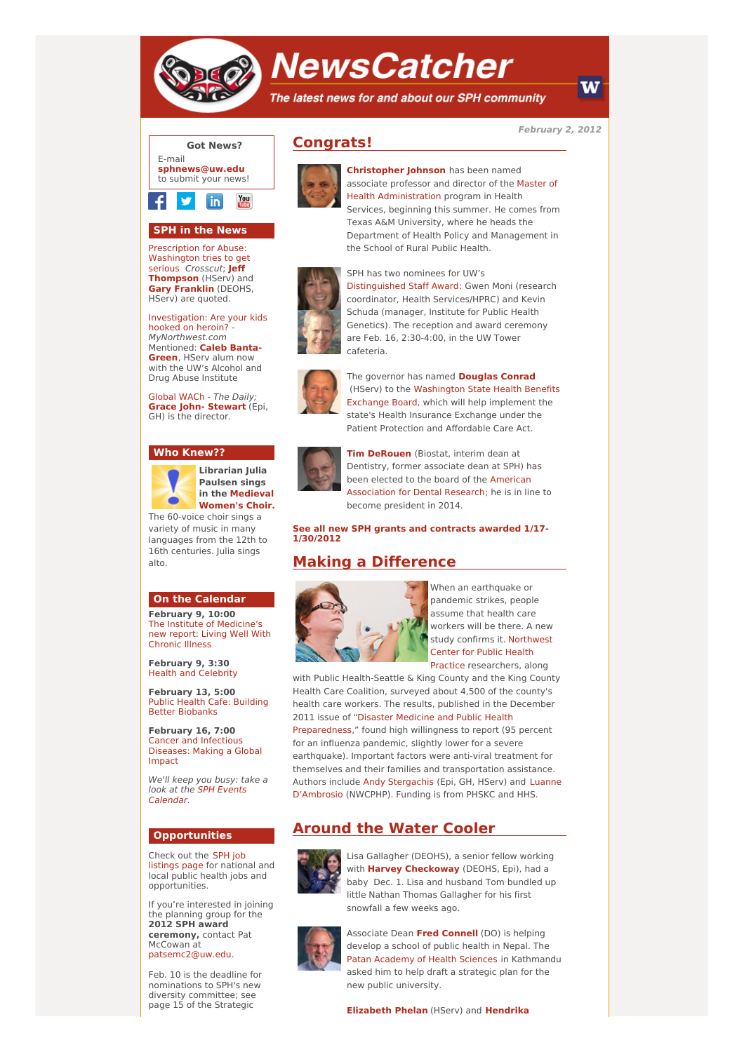# NewsCatcher

*The latest news for and about our SPH community*

***February 2, 2012***

## Congrats!

**Christopher Johnson** has been named associate professor and director of the Master of Health Administration program in Health Services, beginning this summer. He comes from Texas A&M University, where he heads the Department of Health Policy and Management in the School of Rural Public Health.

SPH has two nominees for UW's Distinguished Staff Award: Gwen Moni (research coordinator, Health Services/HPRC) and Kevin Schuda (manager, Institute for Public Health Genetics). The reception and award ceremony are Feb. 16, 2:30-4:00, in the UW Tower cafeteria.

The governor has named **Douglas Conrad** (HServ) to the Washington State Health Benefits Exchange Board, which will help implement the state's Health Insurance Exchange under the Patient Protection and Affordable Care Act.

**Tim DeRouen** (Biostat, interim dean at Dentistry, former associate dean at SPH) has been elected to the board of the American Association for Dental Research; he is in line to become president in 2014.

**See all new SPH grants and contracts awarded 1/17-1/30/2012**

## Making a Difference

When an earthquake or pandemic strikes, people assume that health care workers will be there. A new study confirms it. Northwest Center for Public Health Practice researchers, along with Public Health-Seattle & King County and the King County Health Care Coalition, surveyed about 4,500 of the county's health care workers. The results, published in the December 2011 issue of "Disaster Medicine and Public Health Preparedness," found high willingness to report (95 percent for an influenza pandemic, slightly lower for a severe earthquake). Important factors were anti-viral treatment for themselves and their families and transportation assistance. Authors include Andy Stergachis (Epi, GH, HServ) and Luanne D'Ambrosio (NWCPHP). Funding is from PHSKC and HHS.

## Around the Water Cooler

Lisa Gallagher (DEOHS), a senior fellow working with **Harvey Checkoway** (DEOHS, Epi), had a baby Dec. 1. Lisa and husband Tom bundled up little Nathan Thomas Gallagher for his first snowfall a few weeks ago.

Associate Dean **Fred Connell** (DO) is helping develop a school of public health in Nepal. The Patan Academy of Health Sciences in Kathmandu asked him to help draft a strategic plan for the new public university.

**Elizabeth Phelan** (HServ) and **Hendrika**

---

### Got News?

E-mail **sphnews@uw.edu** to submit your news!

### SPH in the News

Prescription for Abuse: Washington tries to get serious *Crosscut*; **Jeff Thompson** (HServ) and **Gary Franklin** (DEOHS, HServ) are quoted.

Investigation: Are your kids hooked on heroin? - *MyNorthwest.com* Mentioned: **Caleb Banta-Green**, HServ alum now with the UW's Alcohol and Drug Abuse Institute

Global WACh - *The Daily*; **Grace John- Stewart** (Epi, GH) is the director.

### Who Knew??

**Librarian Julia Paulsen sings in the Medieval Women's Choir.** The 60-voice choir sings a variety of music in many languages from the 12th to 16th centuries. Julia sings alto.

### On the Calendar

**February 9, 10:00**
The Institute of Medicine's new report: Living Well With Chronic Illness

**February 9, 3:30**
Health and Celebrity

**February 13, 5:00**
Public Health Cafe: Building Better Biobanks

**February 16, 7:00**
Cancer and Infectious Diseases: Making a Global Impact

*We'll keep you busy: take a look at the SPH Events Calendar.*

### Opportunities

Check out the SPH job listings page for national and local public health jobs and opportunities.

If you're interested in joining the planning group for the **2012 SPH award ceremony,** contact Pat McCowan at patsemc2@uw.edu.

Feb. 10 is the deadline for nominations to SPH's new diversity committee; see page 15 of the Strategic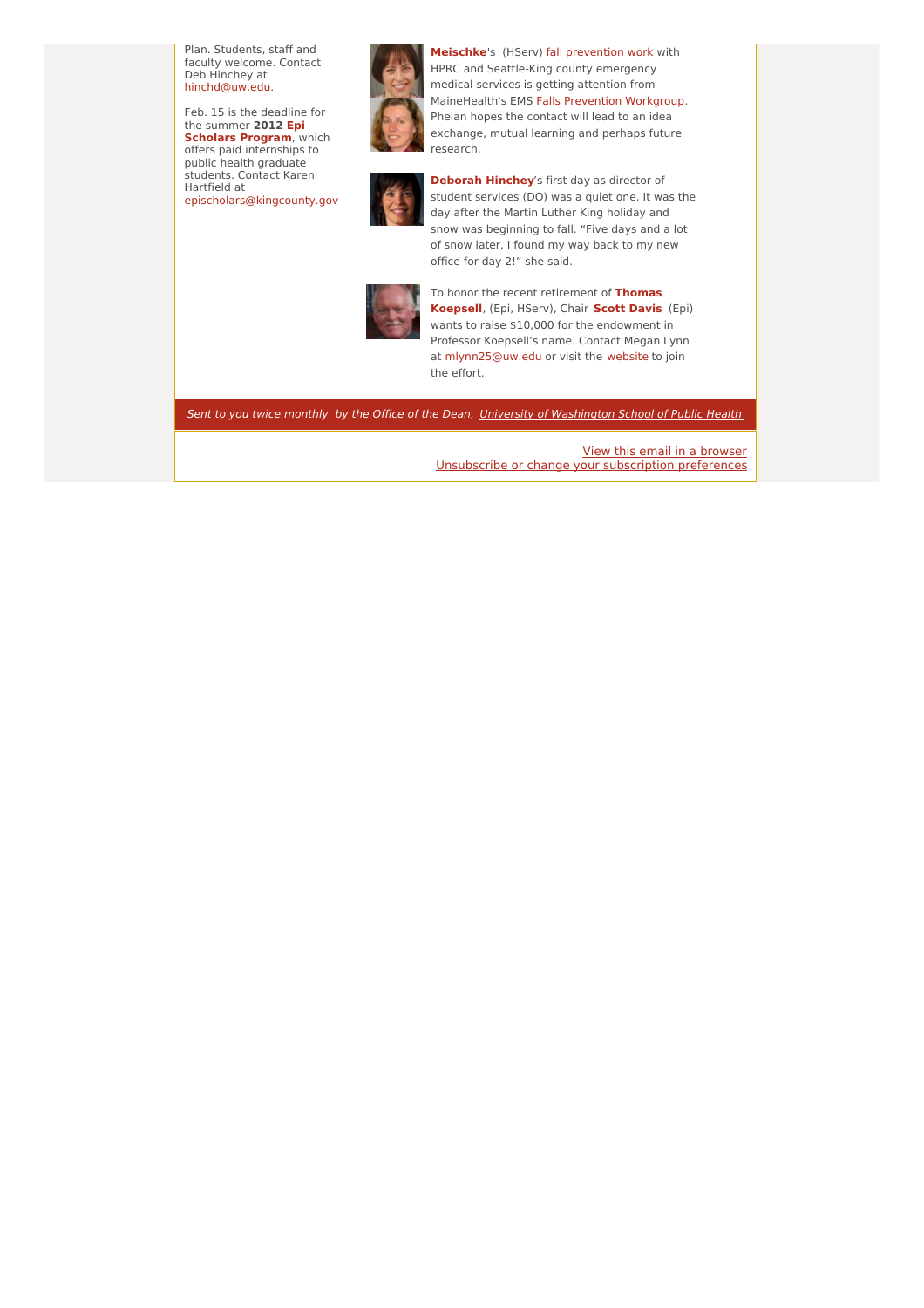Plan. Students, staff and faculty welcome. Contact Deb Hinchey at hinchd@uw.edu.

Feb. 15 is the deadline for the summer **2012 Epi Scholars Program**, which offers paid internships to public health graduate students. Contact Karen Hartfield at epischolars@kingcounty.gov

**Meischke**'s (HServ) fall prevention work with HPRC and Seattle-King county emergency medical services is getting attention from MaineHealth's EMS Falls Prevention Workgroup. Phelan hopes the contact will lead to an idea exchange, mutual learning and perhaps future research.

**Deborah Hinchey**'s first day as director of student services (DO) was a quiet one. It was the day after the Martin Luther King holiday and snow was beginning to fall. "Five days and a lot of snow later, I found my way back to my new office for day 2!" she said.

To honor the recent retirement of **Thomas Koepsell**, (Epi, HServ), Chair **Scott Davis** (Epi) wants to raise $10,000 for the endowment in Professor Koepsell's name. Contact Megan Lynn at mlynn25@uw.edu or visit the website to join the effort.

*Sent to you twice monthly by the Office of the Dean, University of Washington School of Public Health*

View this email in a browser
Unsubscribe or change your subscription preferences